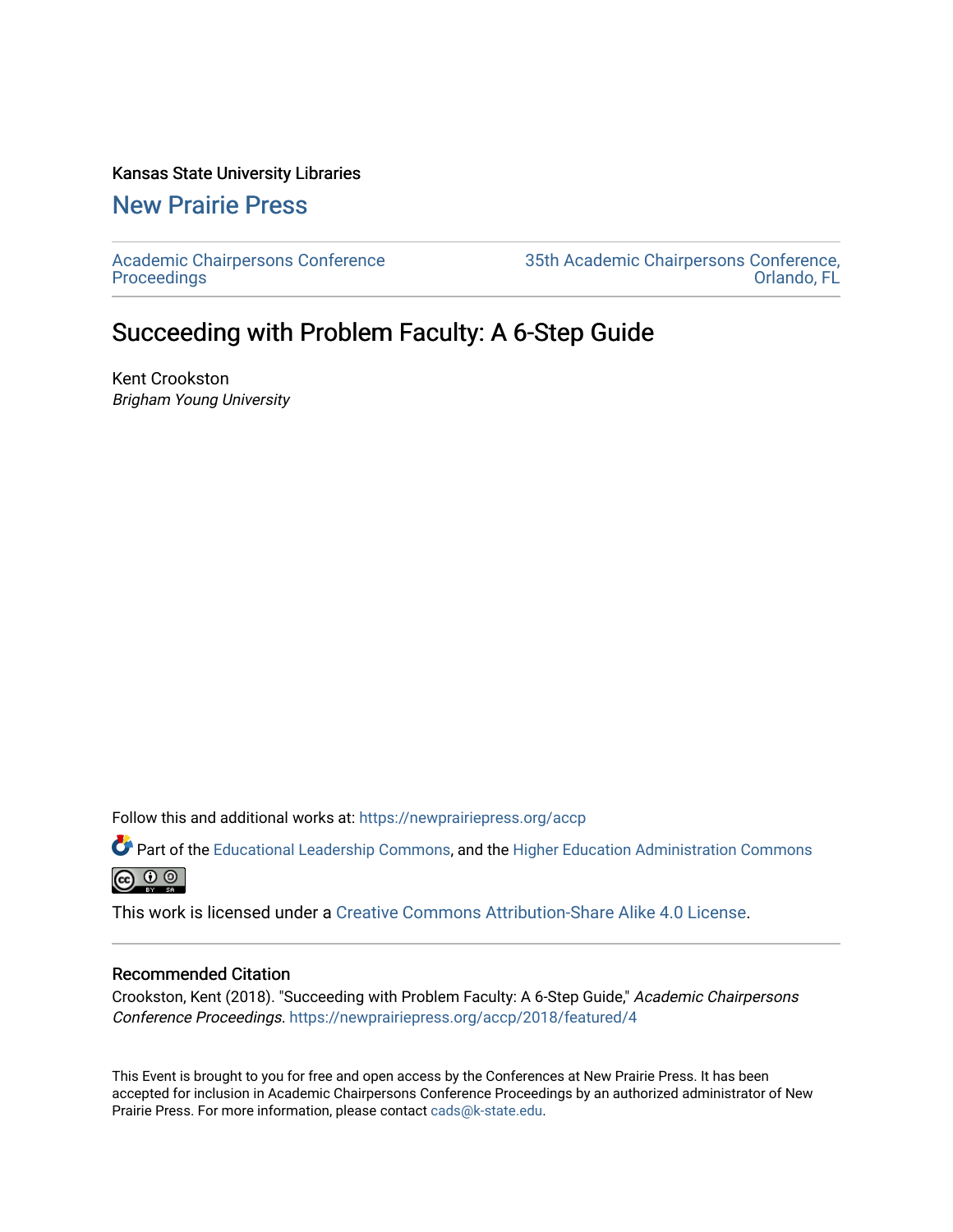Kansas State University Libraries

# New Prairie Press

Academic Chairpersons Conference Proceedings

35th Academic Chairpersons Conference, Orlando, FL

## Succeeding with Problem Faculty: A 6-Step Guide

Kent Crookston

*Brigham Young University*

Follow this and additional works at: https://newprairiepress.org/accp

Part of the Educational Leadership Commons, and the Higher Education Administration Commons

This work is licensed under a Creative Commons Attribution-Share Alike 4.0 License.

### Recommended Citation

Crookston, Kent (2018). "Succeeding with Problem Faculty: A 6-Step Guide," *Academic Chairpersons Conference Proceedings*. https://newprairiepress.org/accp/2018/featured/4

This Event is brought to you for free and open access by the Conferences at New Prairie Press. It has been accepted for inclusion in Academic Chairpersons Conference Proceedings by an authorized administrator of New Prairie Press. For more information, please contact cads@k-state.edu.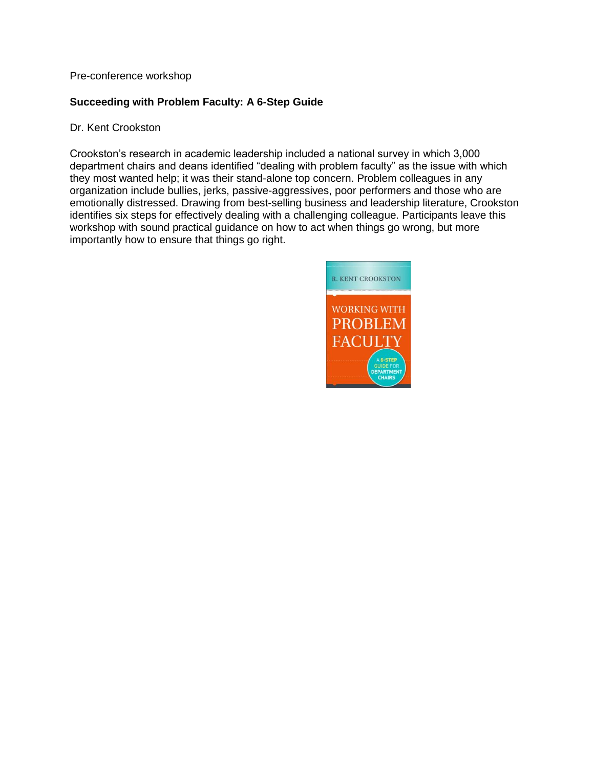Pre-conference workshop

**Succeeding with Problem Faculty: A 6-Step Guide**

Dr. Kent Crookston

Crookston's research in academic leadership included a national survey in which 3,000 department chairs and deans identified "dealing with problem faculty" as the issue with which they most wanted help; it was their stand-alone top concern. Problem colleagues in any organization include bullies, jerks, passive-aggressives, poor performers and those who are emotionally distressed. Drawing from best-selling business and leadership literature, Crookston identifies six steps for effectively dealing with a challenging colleague. Participants leave this workshop with sound practical guidance on how to act when things go wrong, but more importantly how to ensure that things go right.